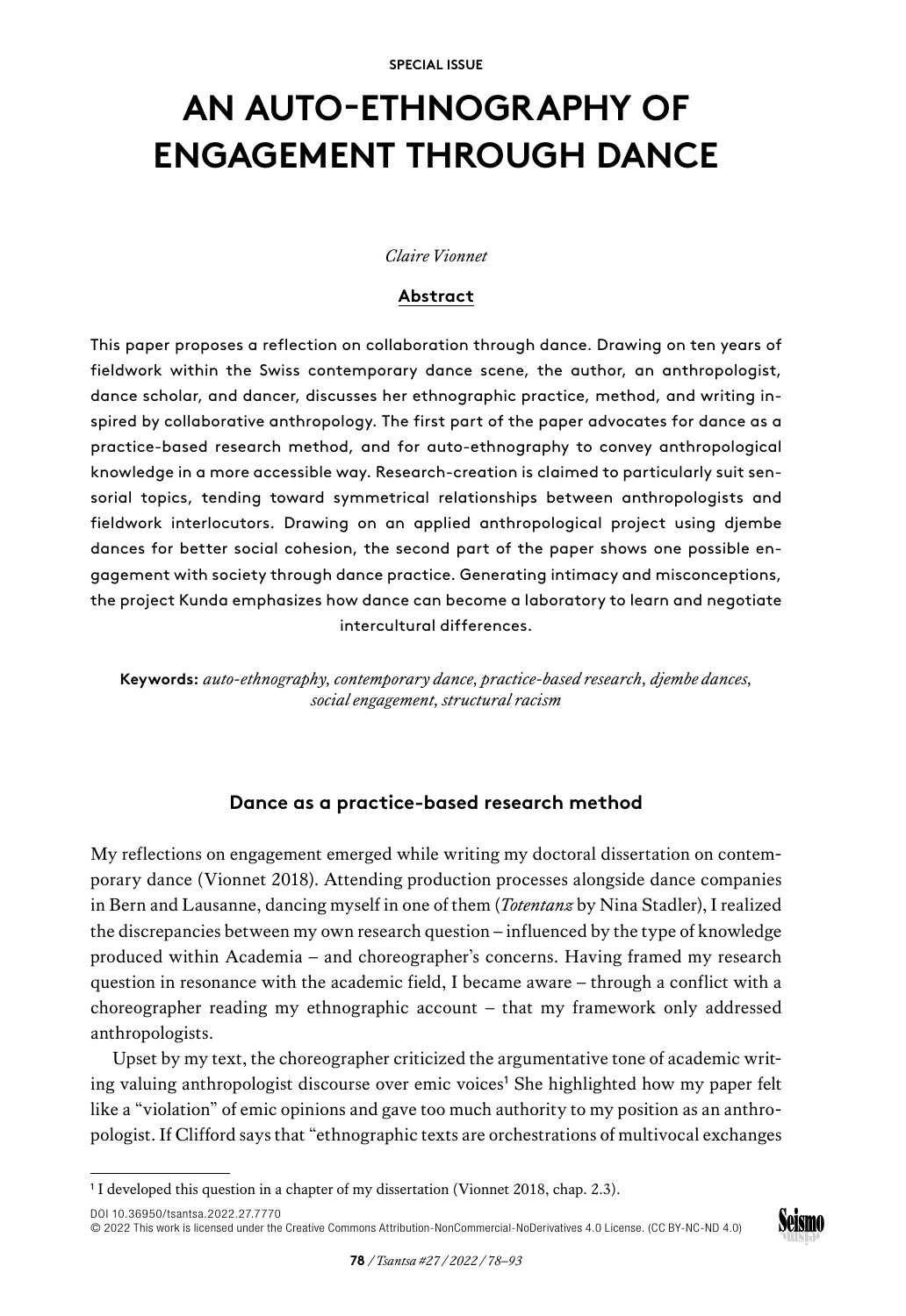SPECIAL ISSUE

# AN AUTO-ETHNOGRAPHY OF ENGAGEMENT THROUGH DANCE

*Claire Vionnet*

**Abstract**

This paper proposes a reflection on collaboration through dance. Drawing on ten years of fieldwork within the Swiss contemporary dance scene, the author, an anthropologist, dance scholar, and dancer, discusses her ethnographic practice, method, and writing inspired by collaborative anthropology. The first part of the paper advocates for dance as a practice-based research method, and for auto-ethnography to convey anthropological knowledge in a more accessible way. Research-creation is claimed to particularly suit sensorial topics, tending toward symmetrical relationships between anthropologists and fieldwork interlocutors. Drawing on an applied anthropological project using djembe dances for better social cohesion, the second part of the paper shows one possible engagement with society through dance practice. Generating intimacy and misconceptions, the project Kunda emphasizes how dance can become a laboratory to learn and negotiate intercultural differences.

**Keywords:** *auto-ethnography, contemporary dance, practice-based research, djembe dances, social engagement, structural racism*

## Dance as a practice-based research method

My reflections on engagement emerged while writing my doctoral dissertation on contemporary dance (Vionnet 2018). Attending production processes alongside dance companies in Bern and Lausanne, dancing myself in one of them (*Totentanz* by Nina Stadler), I realized the discrepancies between my own research question – influenced by the type of knowledge produced within Academia – and choreographer's concerns. Having framed my research question in resonance with the academic field, I became aware – through a conflict with a choreographer reading my ethnographic account – that my framework only addressed anthropologists.

Upset by my text, the choreographer criticized the argumentative tone of academic writing valuing anthropologist discourse over emic voices[1] She highlighted how my paper felt like a "violation" of emic opinions and gave too much authority to my position as an anthropologist. If Clifford says that "ethnographic texts are orchestrations of multivocal exchanges

[1] I developed this question in a chapter of my dissertation (Vionnet 2018, chap. 2.3).

DOI 10.36950/tsantsa.2022.27.7770

© 2022 This work is licensed under the Creative Commons Attribution-NonCommercial-NoDerivatives 4.0 License. (CC BY-NC-ND 4.0)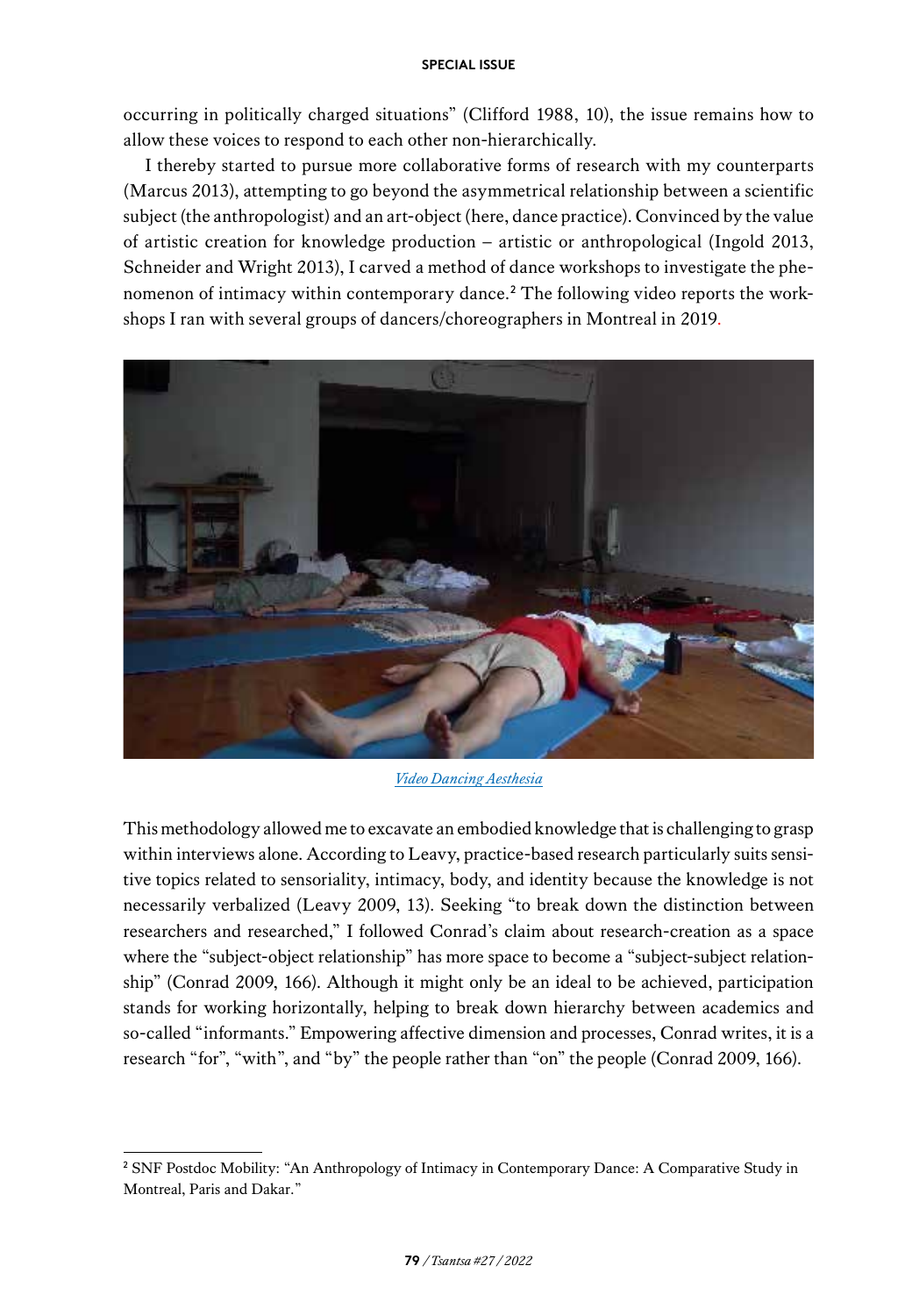occurring in politically charged situations" (Clifford 1988, 10), the issue remains how to allow these voices to respond to each other non-hierarchically.

I thereby started to pursue more collaborative forms of research with my counterparts (Marcus 2013), attempting to go beyond the asymmetrical relationship between a scientific subject (the anthropologist) and an art-object (here, dance practice). Convinced by the value of artistic creation for knowledge production – artistic or anthropological (Ingold 2013, Schneider and Wright 2013), I carved a method of dance workshops to investigate the phenomenon of intimacy within contemporary dance.[2] The following video reports the workshops I ran with several groups of dancers/choreographers in Montreal in 2019.

*Video Dancing Aesthesia*

This methodology allowed me to excavate an embodied knowledge that is challenging to grasp within interviews alone. According to Leavy, practice-based research particularly suits sensitive topics related to sensoriality, intimacy, body, and identity because the knowledge is not necessarily verbalized (Leavy 2009, 13). Seeking "to break down the distinction between researchers and researched," I followed Conrad's claim about research-creation as a space where the "subject-object relationship" has more space to become a "subject-subject relationship" (Conrad 2009, 166). Although it might only be an ideal to be achieved, participation stands for working horizontally, helping to break down hierarchy between academics and so-called "informants." Empowering affective dimension and processes, Conrad writes, it is a research "for", "with", and "by" the people rather than "on" the people (Conrad 2009, 166).

---

[2] SNF Postdoc Mobility: "An Anthropology of Intimacy in Contemporary Dance: A Comparative Study in Montreal, Paris and Dakar."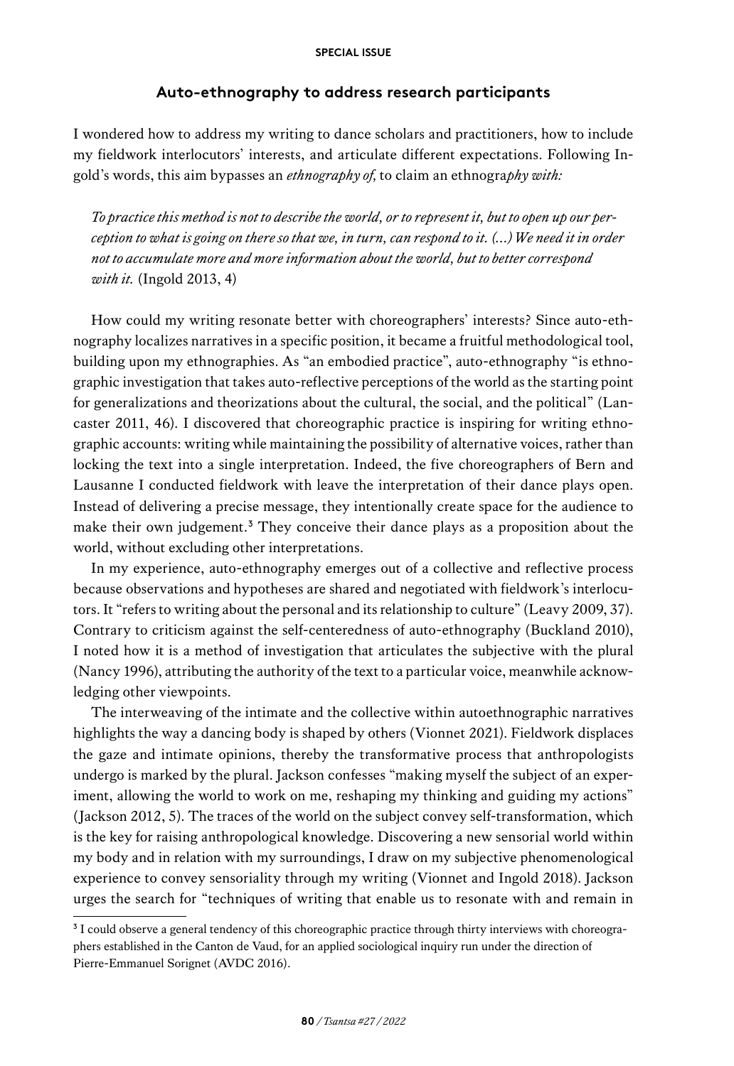### Auto-ethnography to address research participants

I wondered how to address my writing to dance scholars and practitioners, how to include my fieldwork interlocutors' interests, and articulate different expectations. Following Ingold's words, this aim bypasses an *ethnography of*, to claim an ethnogra*phy with:*

> *To practice this method is not to describe the world, or to represent it, but to open up our perception to what is going on there so that we, in turn, can respond to it. (…) We need it in order not to accumulate more and more information about the world, but to better correspond with it.* (Ingold 2013, 4)

How could my writing resonate better with choreographers' interests? Since auto-ethnography localizes narratives in a specific position, it became a fruitful methodological tool, building upon my ethnographies. As "an embodied practice", auto-ethnography "is ethnographic investigation that takes auto-reflective perceptions of the world as the starting point for generalizations and theorizations about the cultural, the social, and the political" (Lancaster 2011, 46). I discovered that choreographic practice is inspiring for writing ethnographic accounts: writing while maintaining the possibility of alternative voices, rather than locking the text into a single interpretation. Indeed, the five choreographers of Bern and Lausanne I conducted fieldwork with leave the interpretation of their dance plays open. Instead of delivering a precise message, they intentionally create space for the audience to make their own judgement.[3] They conceive their dance plays as a proposition about the world, without excluding other interpretations.

In my experience, auto-ethnography emerges out of a collective and reflective process because observations and hypotheses are shared and negotiated with fieldwork's interlocutors. It "refers to writing about the personal and its relationship to culture" (Leavy 2009, 37). Contrary to criticism against the self-centeredness of auto-ethnography (Buckland 2010), I noted how it is a method of investigation that articulates the subjective with the plural (Nancy 1996), attributing the authority of the text to a particular voice, meanwhile acknowledging other viewpoints.

The interweaving of the intimate and the collective within autoethnographic narratives highlights the way a dancing body is shaped by others (Vionnet 2021). Fieldwork displaces the gaze and intimate opinions, thereby the transformative process that anthropologists undergo is marked by the plural. Jackson confesses "making myself the subject of an experiment, allowing the world to work on me, reshaping my thinking and guiding my actions" (Jackson 2012, 5). The traces of the world on the subject convey self-transformation, which is the key for raising anthropological knowledge. Discovering a new sensorial world within my body and in relation with my surroundings, I draw on my subjective phenomenological experience to convey sensoriality through my writing (Vionnet and Ingold 2018). Jackson urges the search for "techniques of writing that enable us to resonate with and remain in

---

[3] I could observe a general tendency of this choreographic practice through thirty interviews with choreographers established in the Canton de Vaud, for an applied sociological inquiry run under the direction of Pierre-Emmanuel Sorignet (AVDC 2016).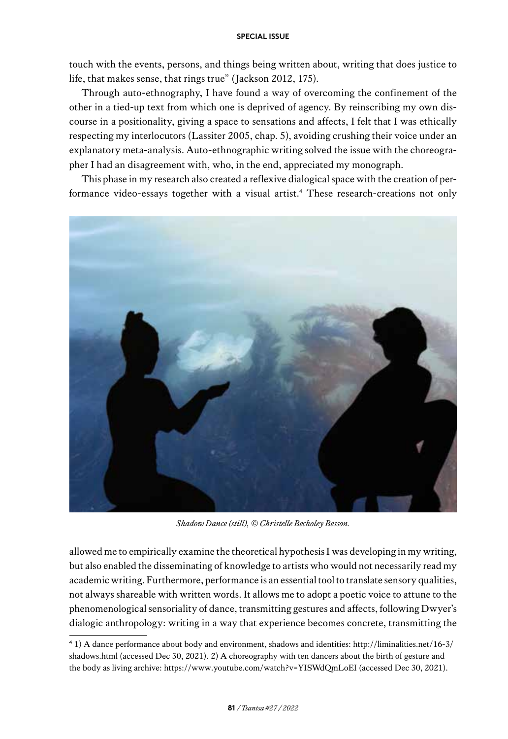touch with the events, persons, and things being written about, writing that does justice to life, that makes sense, that rings true" (Jackson 2012, 175).

Through auto-ethnography, I have found a way of overcoming the confinement of the other in a tied-up text from which one is deprived of agency. By reinscribing my own discourse in a positionality, giving a space to sensations and affects, I felt that I was ethically respecting my interlocutors (Lassiter 2005, chap. 5), avoiding crushing their voice under an explanatory meta-analysis. Auto-ethnographic writing solved the issue with the choreographer I had an disagreement with, who, in the end, appreciated my monograph.

This phase in my research also created a reflexive dialogical space with the creation of performance video-essays together with a visual artist.[4] These research-creations not only

*Shadow Dance (still), © Christelle Becholey Besson.*

allowed me to empirically examine the theoretical hypothesis I was developing in my writing, but also enabled the disseminating of knowledge to artists who would not necessarily read my academic writing. Furthermore, performance is an essential tool to translate sensory qualities, not always shareable with written words. It allows me to adopt a poetic voice to attune to the phenomenological sensoriality of dance, transmitting gestures and affects, following Dwyer's dialogic anthropology: writing in a way that experience becomes concrete, transmitting the

---

[4] 1) A dance performance about body and environment, shadows and identities: http://liminalities.net/16-3/shadows.html (accessed Dec 30, 2021). 2) A choreography with ten dancers about the birth of gesture and the body as living archive: https://www.youtube.com/watch?v=YISWdQmLoEI (accessed Dec 30, 2021).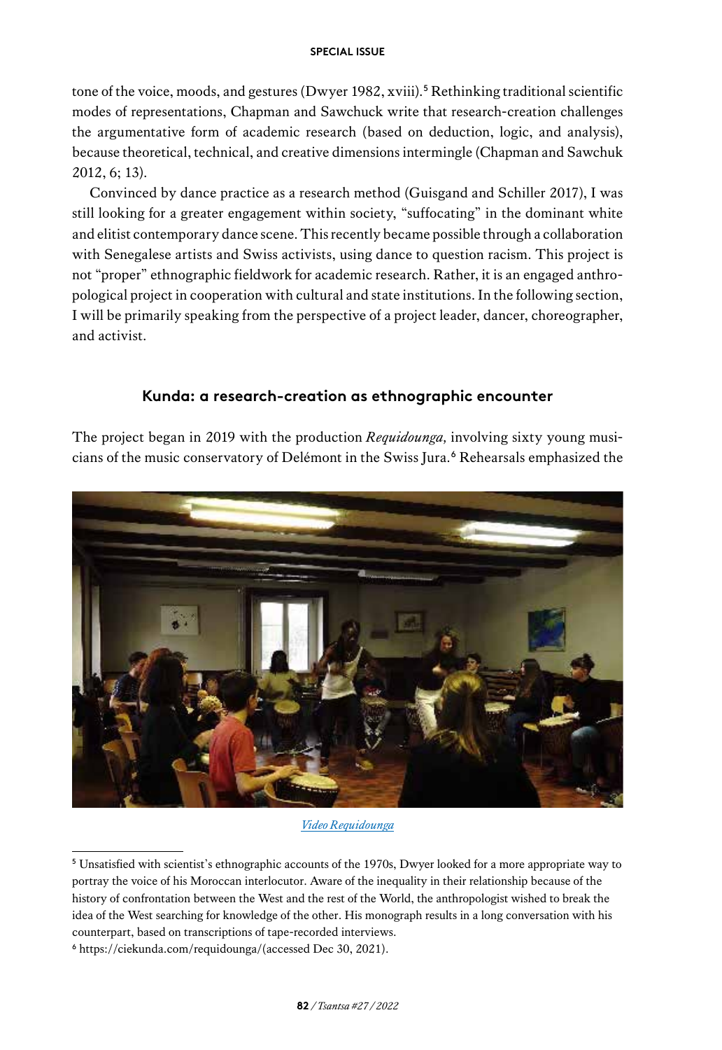tone of the voice, moods, and gestures (Dwyer 1982, xviii).[5] Rethinking traditional scientific modes of representations, Chapman and Sawchuck write that research-creation challenges the argumentative form of academic research (based on deduction, logic, and analysis), because theoretical, technical, and creative dimensions intermingle (Chapman and Sawchuk 2012, 6; 13).

Convinced by dance practice as a research method (Guisgand and Schiller 2017), I was still looking for a greater engagement within society, "suffocating" in the dominant white and elitist contemporary dance scene. This recently became possible through a collaboration with Senegalese artists and Swiss activists, using dance to question racism. This project is not "proper" ethnographic fieldwork for academic research. Rather, it is an engaged anthropological project in cooperation with cultural and state institutions. In the following section, I will be primarily speaking from the perspective of a project leader, dancer, choreographer, and activist.

## Kunda: a research-creation as ethnographic encounter

The project began in 2019 with the production *Requidounga*, involving sixty young musicians of the music conservatory of Delémont in the Swiss Jura.[6] Rehearsals emphasized the

*Video Requidounga*

[5] Unsatisfied with scientist's ethnographic accounts of the 1970s, Dwyer looked for a more appropriate way to portray the voice of his Moroccan interlocutor. Aware of the inequality in their relationship because of the history of confrontation between the West and the rest of the World, the anthropologist wished to break the idea of the West searching for knowledge of the other. His monograph results in a long conversation with his counterpart, based on transcriptions of tape-recorded interviews.

[6] https://ciekunda.com/requidounga/(accessed Dec 30, 2021).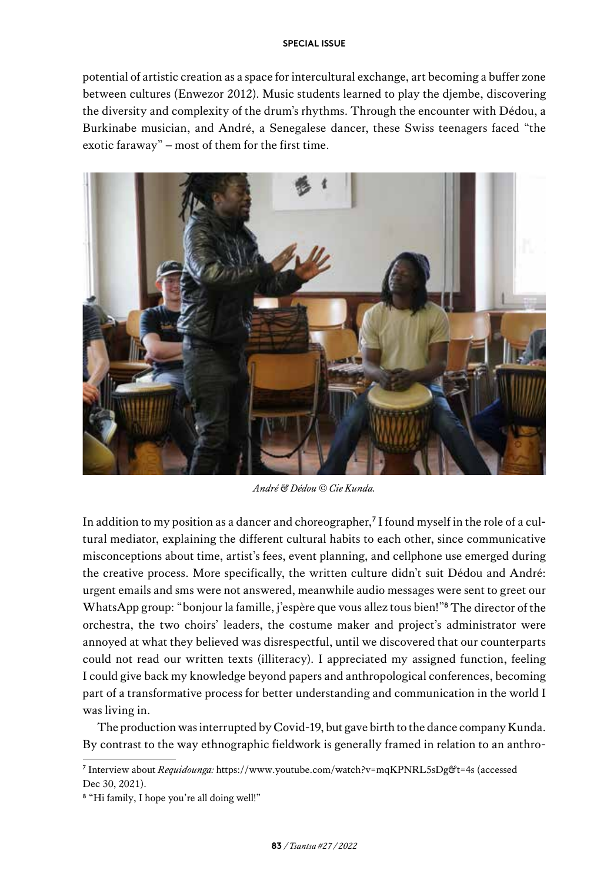potential of artistic creation as a space for intercultural exchange, art becoming a buffer zone between cultures (Enwezor 2012). Music students learned to play the djembe, discovering the diversity and complexity of the drum's rhythms. Through the encounter with Dédou, a Burkinabe musician, and André, a Senegalese dancer, these Swiss teenagers faced "the exotic faraway" – most of them for the first time.

*André & Dédou © Cie Kunda.*

In addition to my position as a dancer and choreographer,[7] I found myself in the role of a cultural mediator, explaining the different cultural habits to each other, since communicative misconceptions about time, artist's fees, event planning, and cellphone use emerged during the creative process. More specifically, the written culture didn't suit Dédou and André: urgent emails and sms were not answered, meanwhile audio messages were sent to greet our WhatsApp group: "bonjour la famille, j'espère que vous allez tous bien!"[8] The director of the orchestra, the two choirs' leaders, the costume maker and project's administrator were annoyed at what they believed was disrespectful, until we discovered that our counterparts could not read our written texts (illiteracy). I appreciated my assigned function, feeling I could give back my knowledge beyond papers and anthropological conferences, becoming part of a transformative process for better understanding and communication in the world I was living in.

The production was interrupted by Covid-19, but gave birth to the dance company Kunda. By contrast to the way ethnographic fieldwork is generally framed in relation to an anthro-

---

[7] Interview about *Requidounga:* https://www.youtube.com/watch?v=mqKPNRL5sDg&t=4s (accessed Dec 30, 2021).

[8] "Hi family, I hope you're all doing well!"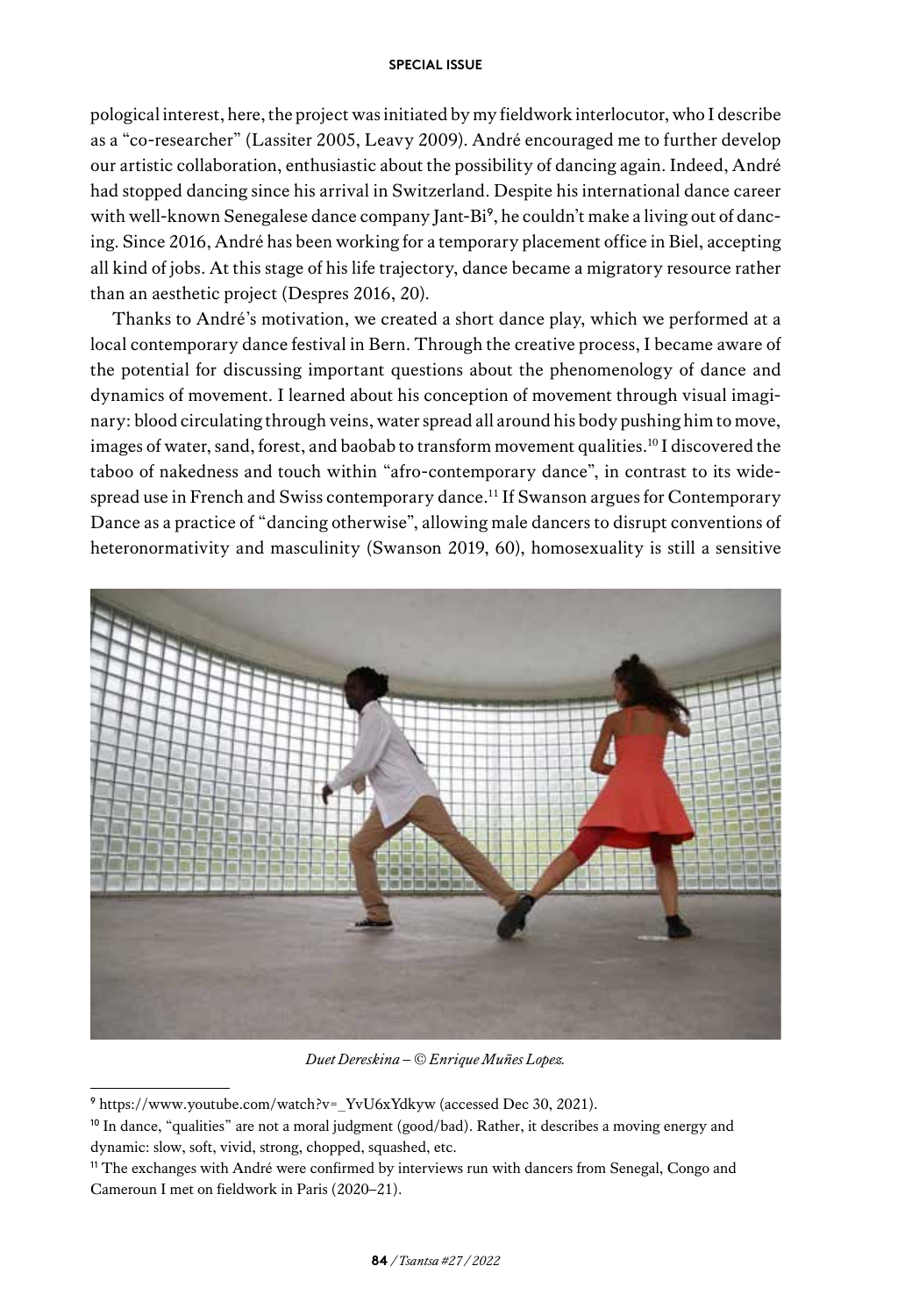pological interest, here, the project was initiated by my fieldwork interlocutor, who I describe as a "co-researcher" (Lassiter 2005, Leavy 2009). André encouraged me to further develop our artistic collaboration, enthusiastic about the possibility of dancing again. Indeed, André had stopped dancing since his arrival in Switzerland. Despite his international dance career with well-known Senegalese dance company Jant-Bi[9], he couldn't make a living out of dancing. Since 2016, André has been working for a temporary placement office in Biel, accepting all kind of jobs. At this stage of his life trajectory, dance became a migratory resource rather than an aesthetic project (Despres 2016, 20).

Thanks to André's motivation, we created a short dance play, which we performed at a local contemporary dance festival in Bern. Through the creative process, I became aware of the potential for discussing important questions about the phenomenology of dance and dynamics of movement. I learned about his conception of movement through visual imaginary: blood circulating through veins, water spread all around his body pushing him to move, images of water, sand, forest, and baobab to transform movement qualities.[10] I discovered the taboo of nakedness and touch within "afro-contemporary dance", in contrast to its widespread use in French and Swiss contemporary dance.[11] If Swanson argues for Contemporary Dance as a practice of "dancing otherwise", allowing male dancers to disrupt conventions of heteronormativity and masculinity (Swanson 2019, 60), homosexuality is still a sensitive

*Duet Dereskina – © Enrique Muñes Lopez.*

---

[9] https://www.youtube.com/watch?v=_YvU6xYdkyw (accessed Dec 30, 2021).

[10] In dance, "qualities" are not a moral judgment (good/bad). Rather, it describes a moving energy and dynamic: slow, soft, vivid, strong, chopped, squashed, etc.

[11] The exchanges with André were confirmed by interviews run with dancers from Senegal, Congo and Cameroun I met on fieldwork in Paris (2020–21).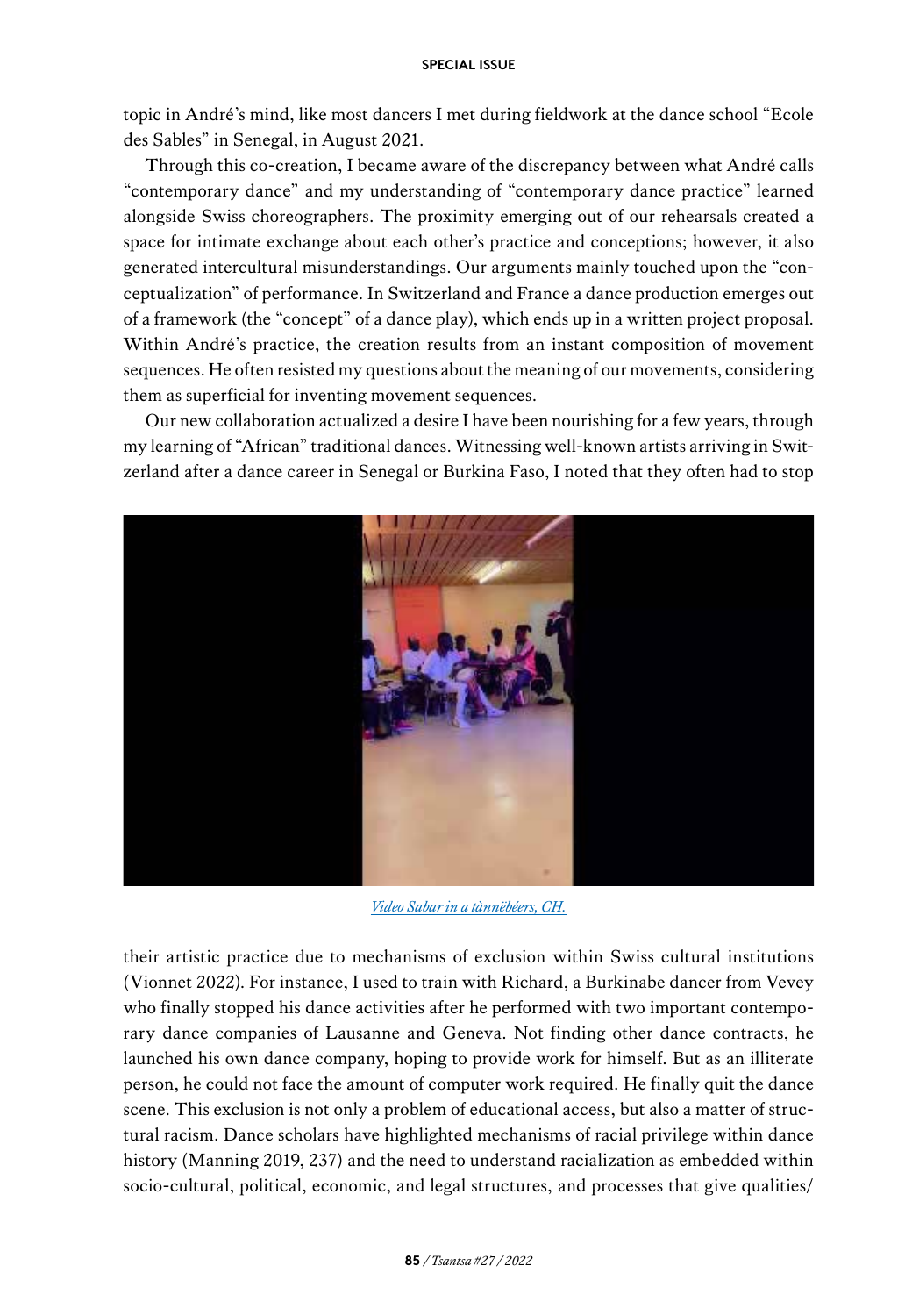topic in André's mind, like most dancers I met during fieldwork at the dance school "Ecole des Sables" in Senegal, in August 2021.

Through this co-creation, I became aware of the discrepancy between what André calls "contemporary dance" and my understanding of "contemporary dance practice" learned alongside Swiss choreographers. The proximity emerging out of our rehearsals created a space for intimate exchange about each other's practice and conceptions; however, it also generated intercultural misunderstandings. Our arguments mainly touched upon the "conceptualization" of performance. In Switzerland and France a dance production emerges out of a framework (the "concept" of a dance play), which ends up in a written project proposal. Within André's practice, the creation results from an instant composition of movement sequences. He often resisted my questions about the meaning of our movements, considering them as superficial for inventing movement sequences.

Our new collaboration actualized a desire I have been nourishing for a few years, through my learning of "African" traditional dances. Witnessing well-known artists arriving in Switzerland after a dance career in Senegal or Burkina Faso, I noted that they often had to stop

*Video Sabar in a tànnëbéers, CH.*

their artistic practice due to mechanisms of exclusion within Swiss cultural institutions (Vionnet 2022). For instance, I used to train with Richard, a Burkinabe dancer from Vevey who finally stopped his dance activities after he performed with two important contemporary dance companies of Lausanne and Geneva. Not finding other dance contracts, he launched his own dance company, hoping to provide work for himself. But as an illiterate person, he could not face the amount of computer work required. He finally quit the dance scene. This exclusion is not only a problem of educational access, but also a matter of structural racism. Dance scholars have highlighted mechanisms of racial privilege within dance history (Manning 2019, 237) and the need to understand racialization as embedded within socio-cultural, political, economic, and legal structures, and processes that give qualities/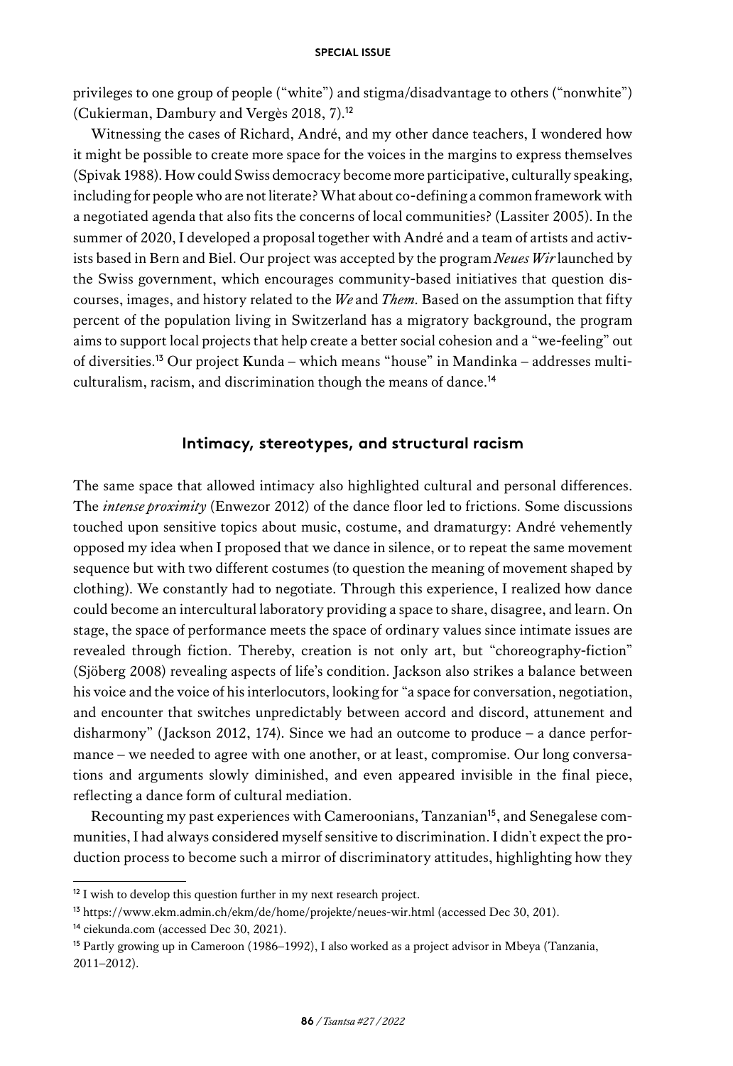privileges to one group of people ("white") and stigma/disadvantage to others ("nonwhite") (Cukierman, Dambury and Vergès 2018, 7).[12]

Witnessing the cases of Richard, André, and my other dance teachers, I wondered how it might be possible to create more space for the voices in the margins to express themselves (Spivak 1988). How could Swiss democracy become more participative, culturally speaking, including for people who are not literate? What about co-defining a common framework with a negotiated agenda that also fits the concerns of local communities? (Lassiter 2005). In the summer of 2020, I developed a proposal together with André and a team of artists and activists based in Bern and Biel. Our project was accepted by the program *Neues Wir* launched by the Swiss government, which encourages community-based initiatives that question discourses, images, and history related to the *We* and *Them*. Based on the assumption that fifty percent of the population living in Switzerland has a migratory background, the program aims to support local projects that help create a better social cohesion and a "we-feeling" out of diversities.[13] Our project Kunda – which means "house" in Mandinka – addresses multiculturalism, racism, and discrimination though the means of dance.[14]

## Intimacy, stereotypes, and structural racism

The same space that allowed intimacy also highlighted cultural and personal differences. The *intense proximity* (Enwezor 2012) of the dance floor led to frictions. Some discussions touched upon sensitive topics about music, costume, and dramaturgy: André vehemently opposed my idea when I proposed that we dance in silence, or to repeat the same movement sequence but with two different costumes (to question the meaning of movement shaped by clothing). We constantly had to negotiate. Through this experience, I realized how dance could become an intercultural laboratory providing a space to share, disagree, and learn. On stage, the space of performance meets the space of ordinary values since intimate issues are revealed through fiction. Thereby, creation is not only art, but "choreography-fiction" (Sjöberg 2008) revealing aspects of life's condition. Jackson also strikes a balance between his voice and the voice of his interlocutors, looking for "a space for conversation, negotiation, and encounter that switches unpredictably between accord and discord, attunement and disharmony" (Jackson 2012, 174). Since we had an outcome to produce – a dance performance – we needed to agree with one another, or at least, compromise. Our long conversations and arguments slowly diminished, and even appeared invisible in the final piece, reflecting a dance form of cultural mediation.

Recounting my past experiences with Cameroonians, Tanzanian[15], and Senegalese communities, I had always considered myself sensitive to discrimination. I didn't expect the production process to become such a mirror of discriminatory attitudes, highlighting how they

---

[12] I wish to develop this question further in my next research project.

[13] https://www.ekm.admin.ch/ekm/de/home/projekte/neues-wir.html (accessed Dec 30, 201).

[14] ciekunda.com (accessed Dec 30, 2021).

[15] Partly growing up in Cameroon (1986–1992), I also worked as a project advisor in Mbeya (Tanzania, 2011–2012).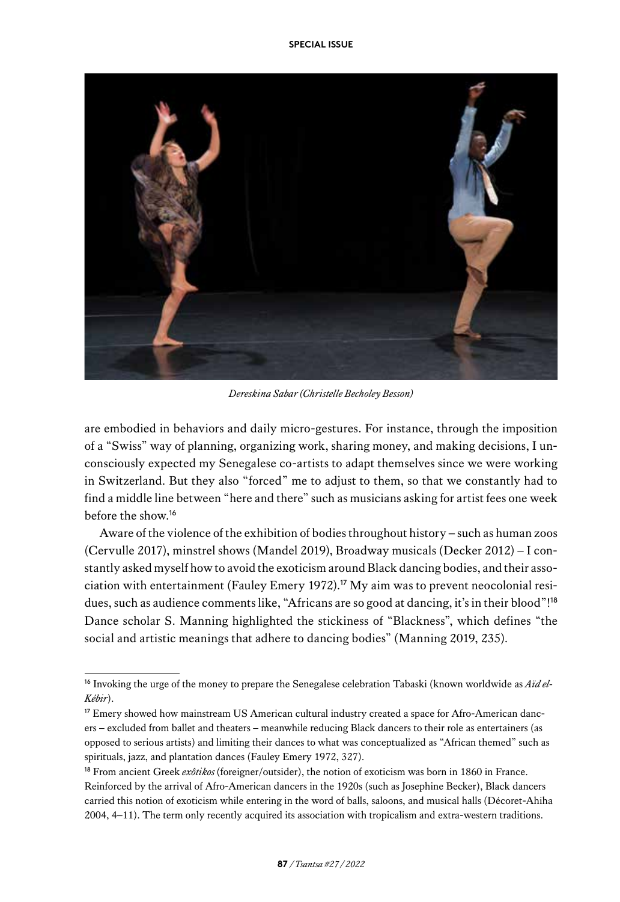*Dereskina Sabar (Christelle Becholey Besson)*

are embodied in behaviors and daily micro-gestures. For instance, through the imposition of a "Swiss" way of planning, organizing work, sharing money, and making decisions, I unconsciously expected my Senegalese co-artists to adapt themselves since we were working in Switzerland. But they also "forced" me to adjust to them, so that we constantly had to find a middle line between "here and there" such as musicians asking for artist fees one week before the show.[16]

Aware of the violence of the exhibition of bodies throughout history – such as human zoos (Cervulle 2017), minstrel shows (Mandel 2019), Broadway musicals (Decker 2012) – I constantly asked myself how to avoid the exoticism around Black dancing bodies, and their association with entertainment (Fauley Emery 1972).[17] My aim was to prevent neocolonial residues, such as audience comments like, "Africans are so good at dancing, it's in their blood"![18] Dance scholar S. Manning highlighted the stickiness of "Blackness", which defines "the social and artistic meanings that adhere to dancing bodies" (Manning 2019, 235).

---

[16] Invoking the urge of the money to prepare the Senegalese celebration Tabaski (known worldwide as *Aïd el-Kébir*).

[17] Emery showed how mainstream US American cultural industry created a space for Afro-American dancers – excluded from ballet and theaters – meanwhile reducing Black dancers to their role as entertainers (as opposed to serious artists) and limiting their dances to what was conceptualized as "African themed" such as spirituals, jazz, and plantation dances (Fauley Emery 1972, 327).

[18] From ancient Greek *exôtikos* (foreigner/outsider), the notion of exoticism was born in 1860 in France. Reinforced by the arrival of Afro-American dancers in the 1920s (such as Josephine Becker), Black dancers carried this notion of exoticism while entering in the word of balls, saloons, and musical halls (Décoret-Ahiha 2004, 4–11). The term only recently acquired its association with tropicalism and extra-western traditions.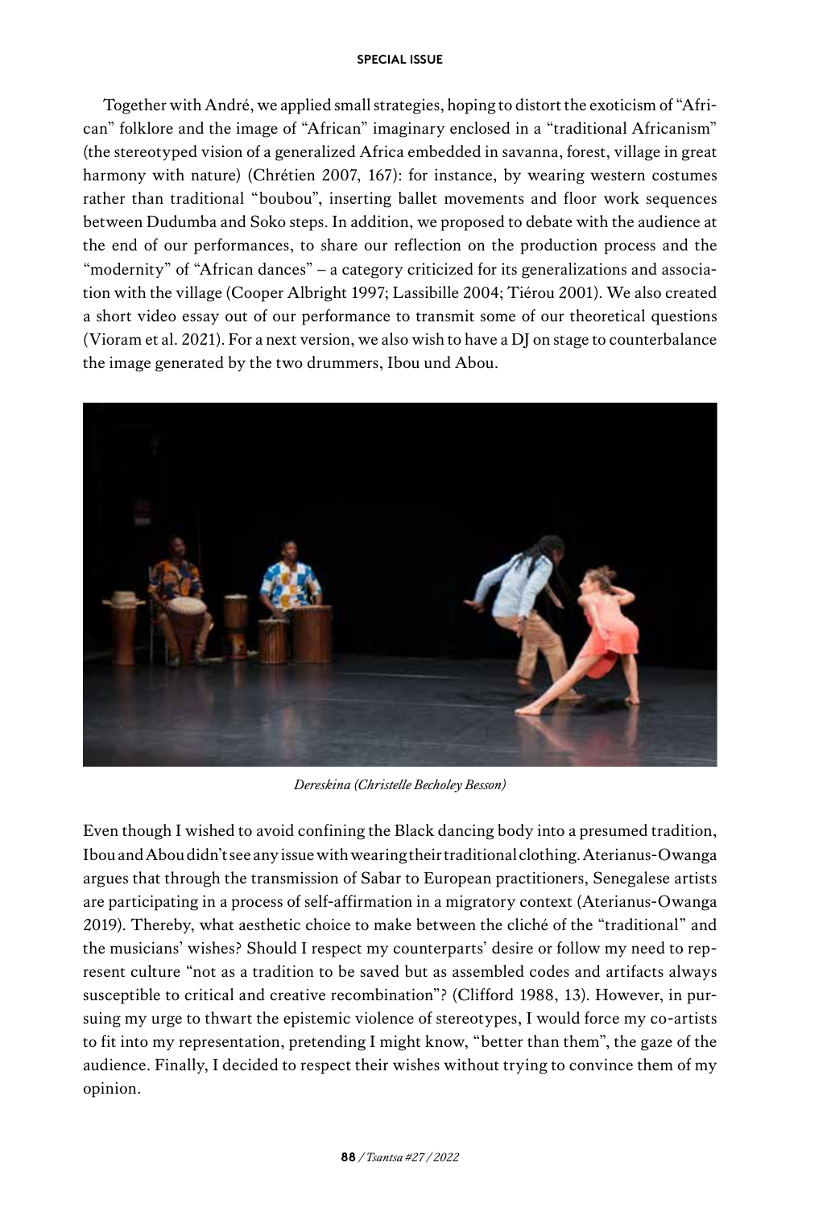Together with André, we applied small strategies, hoping to distort the exoticism of "African" folklore and the image of "African" imaginary enclosed in a "traditional Africanism" (the stereotyped vision of a generalized Africa embedded in savanna, forest, village in great harmony with nature) (Chrétien 2007, 167): for instance, by wearing western costumes rather than traditional "boubou", inserting ballet movements and floor work sequences between Dudumba and Soko steps. In addition, we proposed to debate with the audience at the end of our performances, to share our reflection on the production process and the "modernity" of "African dances" – a category criticized for its generalizations and association with the village (Cooper Albright 1997; Lassibille 2004; Tiérou 2001). We also created a short video essay out of our performance to transmit some of our theoretical questions (Vioram et al. 2021). For a next version, we also wish to have a DJ on stage to counterbalance the image generated by the two drummers, Ibou und Abou.

*Dereskina (Christelle Becholey Besson)*

Even though I wished to avoid confining the Black dancing body into a presumed tradition, Ibou and Abou didn't see any issue with wearing their traditional clothing. Aterianus-Owanga argues that through the transmission of Sabar to European practitioners, Senegalese artists are participating in a process of self-affirmation in a migratory context (Aterianus-Owanga 2019). Thereby, what aesthetic choice to make between the cliché of the "traditional" and the musicians' wishes? Should I respect my counterparts' desire or follow my need to represent culture "not as a tradition to be saved but as assembled codes and artifacts always susceptible to critical and creative recombination"? (Clifford 1988, 13). However, in pursuing my urge to thwart the epistemic violence of stereotypes, I would force my co-artists to fit into my representation, pretending I might know, "better than them", the gaze of the audience. Finally, I decided to respect their wishes without trying to convince them of my opinion.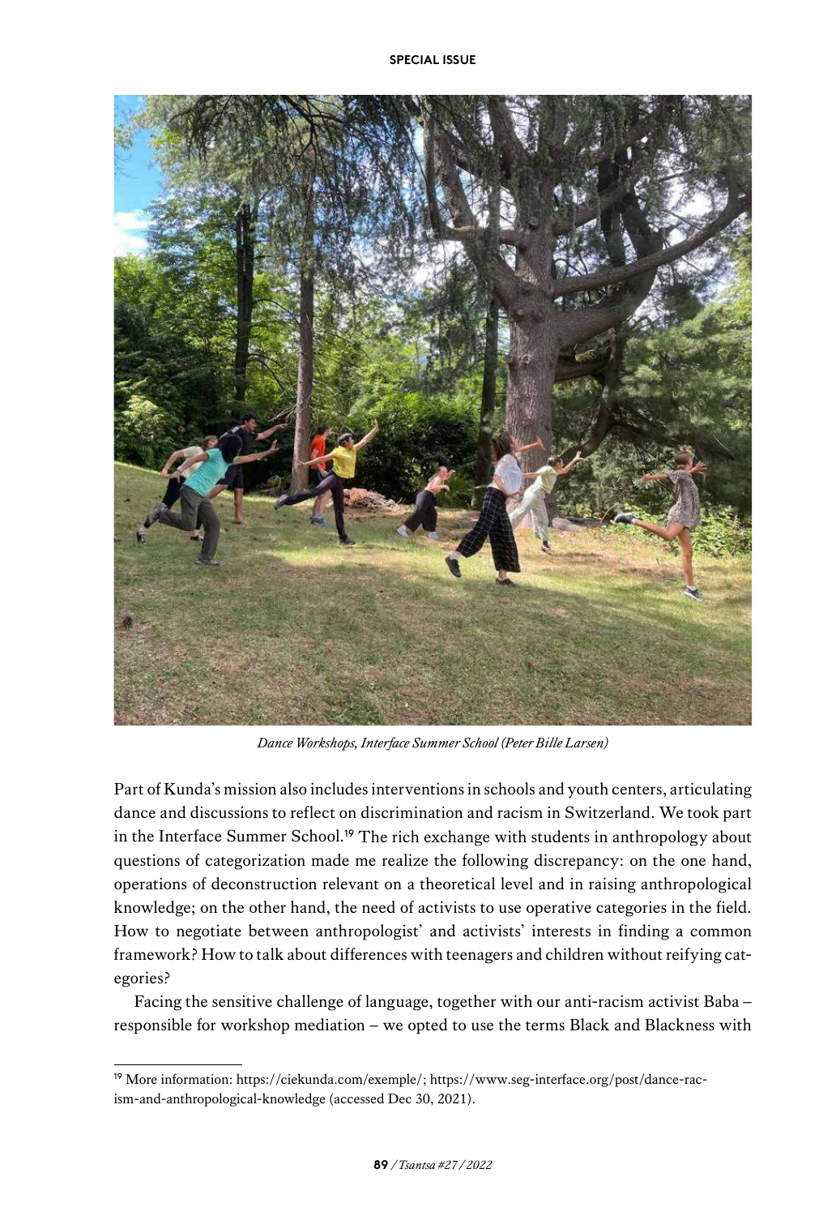*Dance Workshops, Interface Summer School (Peter Bille Larsen)*

Part of Kunda's mission also includes interventions in schools and youth centers, articulating dance and discussions to reflect on discrimination and racism in Switzerland. We took part in the Interface Summer School.[19] The rich exchange with students in anthropology about questions of categorization made me realize the following discrepancy: on the one hand, operations of deconstruction relevant on a theoretical level and in raising anthropological knowledge; on the other hand, the need of activists to use operative categories in the field. How to negotiate between anthropologist' and activists' interests in finding a common framework? How to talk about differences with teenagers and children without reifying categories?

Facing the sensitive challenge of language, together with our anti-racism activist Baba – responsible for workshop mediation – we opted to use the terms Black and Blackness with

[19] More information: https://ciekunda.com/exemple/; https://www.seg-interface.org/post/dance-racism-and-anthropological-knowledge (accessed Dec 30, 2021).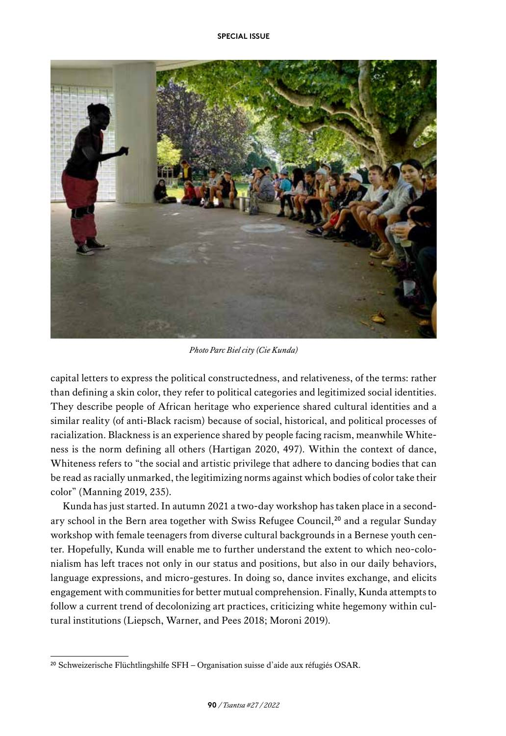*Photo Parc Biel city (Cie Kunda)*

capital letters to express the political constructedness, and relativeness, of the terms: rather than defining a skin color, they refer to political categories and legitimized social identities. They describe people of African heritage who experience shared cultural identities and a similar reality (of anti-Black racism) because of social, historical, and political processes of racialization. Blackness is an experience shared by people facing racism, meanwhile Whiteness is the norm defining all others (Hartigan 2020, 497). Within the context of dance, Whiteness refers to "the social and artistic privilege that adhere to dancing bodies that can be read as racially unmarked, the legitimizing norms against which bodies of color take their color" (Manning 2019, 235).

Kunda has just started. In autumn 2021 a two-day workshop has taken place in a secondary school in the Bern area together with Swiss Refugee Council,[20] and a regular Sunday workshop with female teenagers from diverse cultural backgrounds in a Bernese youth center. Hopefully, Kunda will enable me to further understand the extent to which neo-colonialism has left traces not only in our status and positions, but also in our daily behaviors, language expressions, and micro-gestures. In doing so, dance invites exchange, and elicits engagement with communities for better mutual comprehension. Finally, Kunda attempts to follow a current trend of decolonizing art practices, criticizing white hegemony within cultural institutions (Liepsch, Warner, and Pees 2018; Moroni 2019).

[20] Schweizerische Flüchtlingshilfe SFH – Organisation suisse d'aide aux réfugiés OSAR.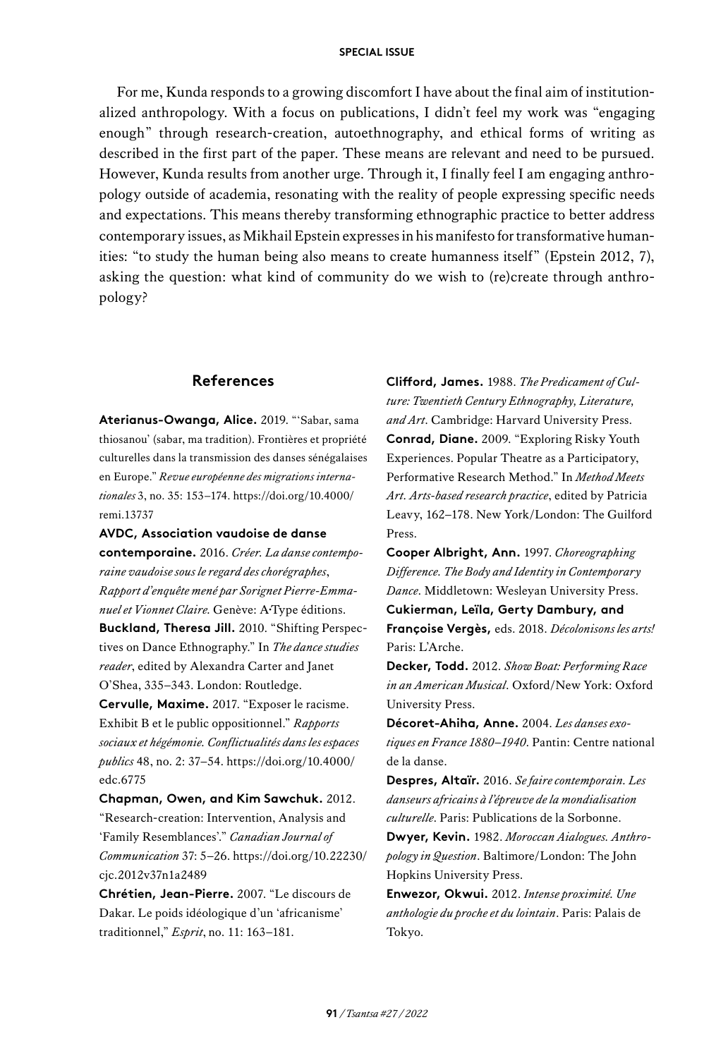For me, Kunda responds to a growing discomfort I have about the final aim of institutionalized anthropology. With a focus on publications, I didn't feel my work was "engaging enough" through research-creation, autoethnography, and ethical forms of writing as described in the first part of the paper. These means are relevant and need to be pursued. However, Kunda results from another urge. Through it, I finally feel I am engaging anthropology outside of academia, resonating with the reality of people expressing specific needs and expectations. This means thereby transforming ethnographic practice to better address contemporary issues, as Mikhail Epstein expresses in his manifesto for transformative humanities: "to study the human being also means to create humanness itself" (Epstein 2012, 7), asking the question: what kind of community do we wish to (re)create through anthropology?

## References

**Aterianus-Owanga, Alice.** 2019. "'Sabar, sama thiosanou' (sabar, ma tradition). Frontières et propriété culturelles dans la transmission des danses sénégalaises en Europe." *Revue européenne des migrations internationales* 3, no. 35: 153–174. https://doi.org/10.4000/remi.13737

**AVDC, Association vaudoise de danse contemporaine.** 2016. *Créer. La danse contemporaine vaudoise sous le regard des chorégraphes, Rapport d'enquête mené par Sorignet Pierre-Emmanuel et Vionnet Claire.* Genève: A·Type éditions.

**Buckland, Theresa Jill.** 2010. "Shifting Perspectives on Dance Ethnography." In *The dance studies reader*, edited by Alexandra Carter and Janet O'Shea, 335–343. London: Routledge.

**Cervulle, Maxime.** 2017. "Exposer le racisme. Exhibit B et le public oppositionnel." *Rapports sociaux et hégémonie. Conflictualités dans les espaces publics* 48, no. 2: 37–54. https://doi.org/10.4000/edc.6775

**Chapman, Owen, and Kim Sawchuk.** 2012. "Research-creation: Intervention, Analysis and 'Family Resemblances'." *Canadian Journal of Communication* 37: 5–26. https://doi.org/10.22230/cjc.2012v37n1a2489

**Chrétien, Jean-Pierre.** 2007. "Le discours de Dakar. Le poids idéologique d'un 'africanisme' traditionnel," *Esprit*, no. 11: 163–181.

**Clifford, James.** 1988. *The Predicament of Culture: Twentieth Century Ethnography, Literature, and Art*. Cambridge: Harvard University Press.

**Conrad, Diane.** 2009. "Exploring Risky Youth Experiences. Popular Theatre as a Participatory, Performative Research Method." In *Method Meets Art. Arts-based research practice*, edited by Patricia Leavy, 162–178. New York/London: The Guilford Press.

**Cooper Albright, Ann.** 1997. *Choreographing Difference. The Body and Identity in Contemporary Dance*. Middletown: Wesleyan University Press.

**Cukierman, Leïla, Gerty Dambury, and Françoise Vergès,** eds. 2018. *Décolonisons les arts!* Paris: L'Arche.

**Decker, Todd.** 2012. *Show Boat: Performing Race in an American Musical*. Oxford/New York: Oxford University Press.

**Décoret-Ahiha, Anne.** 2004. *Les danses exotiques en France 1880–1940*. Pantin: Centre national de la danse.

**Despres, Altaïr.** 2016. *Se faire contemporain. Les danseurs africains à l'épreuve de la mondialisation culturelle*. Paris: Publications de la Sorbonne.

**Dwyer, Kevin.** 1982. *Moroccan Aialogues. Anthropology in Question*. Baltimore/London: The John Hopkins University Press.

**Enwezor, Okwui.** 2012. *Intense proximité. Une anthologie du proche et du lointain*. Paris: Palais de Tokyo.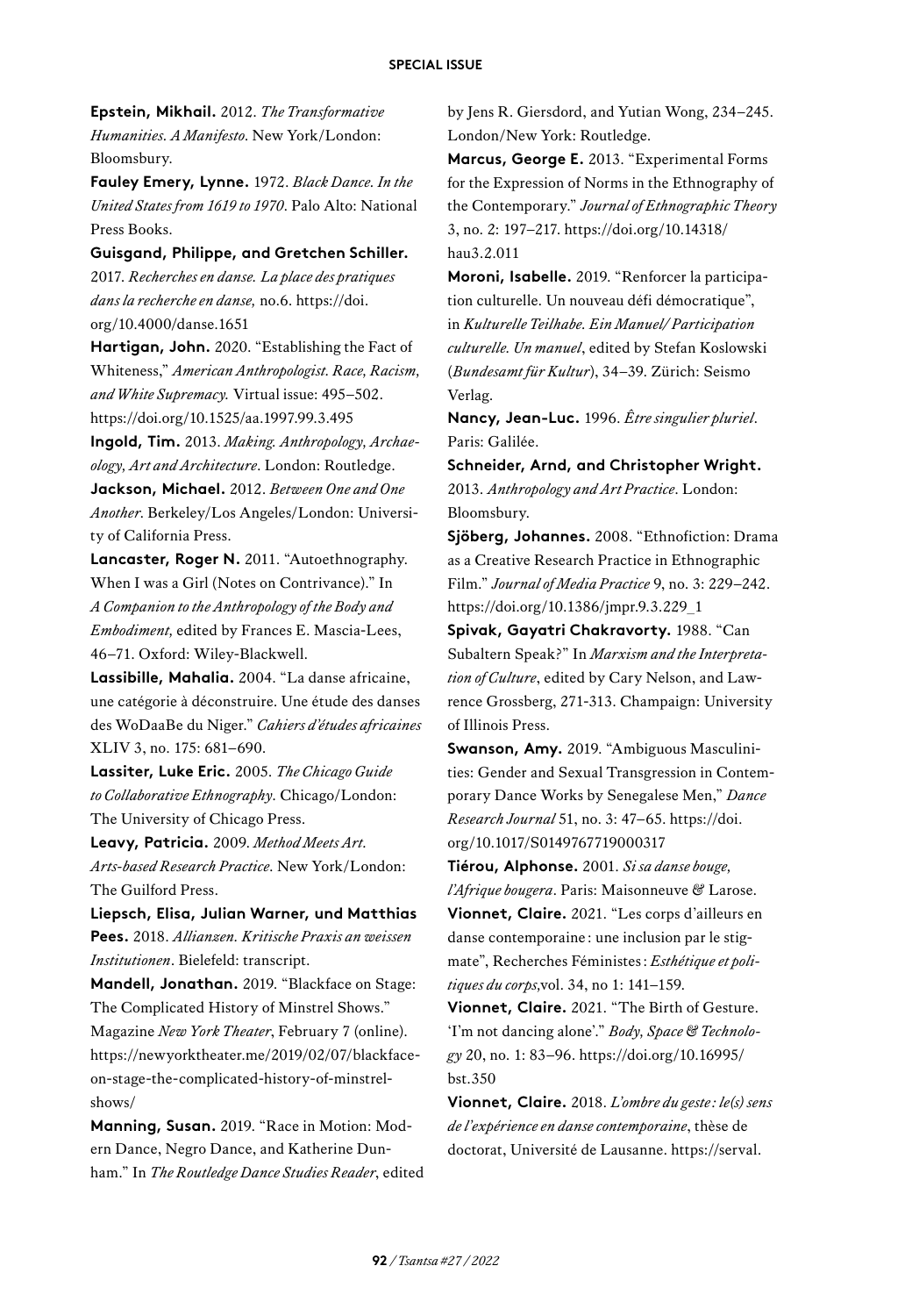**Epstein, Mikhail.** 2012. *The Transformative Humanities. A Manifesto*. New York/London: Bloomsbury.

**Fauley Emery, Lynne.** 1972. *Black Dance. In the United States from 1619 to 1970*. Palo Alto: National Press Books.

**Guisgand, Philippe, and Gretchen Schiller.** 2017. *Recherches en danse. La place des pratiques dans la recherche en danse,* no.6. https://doi.org/10.4000/danse.1651

**Hartigan, John.** 2020. "Establishing the Fact of Whiteness," *American Anthropologist. Race, Racism, and White Supremacy.* Virtual issue: 495–502. https://doi.org/10.1525/aa.1997.99.3.495

**Ingold, Tim.** 2013. *Making. Anthropology, Archaeology, Art and Architecture*. London: Routledge.

**Jackson, Michael.** 2012. *Between One and One Another*. Berkeley/Los Angeles/London: University of California Press.

**Lancaster, Roger N.** 2011. "Autoethnography. When I was a Girl (Notes on Contrivance)." In *A Companion to the Anthropology of the Body and Embodiment,* edited by Frances E. Mascia-Lees, 46–71. Oxford: Wiley-Blackwell.

**Lassibille, Mahalia.** 2004. "La danse africaine, une catégorie à déconstruire. Une étude des danses des WoDaaBe du Niger." *Cahiers d'études africaines* XLIV 3, no. 175: 681–690.

**Lassiter, Luke Eric.** 2005. *The Chicago Guide to Collaborative Ethnography*. Chicago/London: The University of Chicago Press.

**Leavy, Patricia.** 2009. *Method Meets Art. Arts-based Research Practice*. New York/London: The Guilford Press.

**Liepsch, Elisa, Julian Warner, und Matthias Pees.** 2018. *Allianzen. Kritische Praxis an weissen Institutionen*. Bielefeld: transcript.

**Mandell, Jonathan.** 2019. "Blackface on Stage: The Complicated History of Minstrel Shows." Magazine *New York Theater*, February 7 (online). https://newyorktheater.me/2019/02/07/blackface-on-stage-the-complicated-history-of-minstrel-shows/

**Manning, Susan.** 2019. "Race in Motion: Modern Dance, Negro Dance, and Katherine Dunham." In *The Routledge Dance Studies Reader*, edited by Jens R. Giersdord, and Yutian Wong, 234–245. London/New York: Routledge.

**Marcus, George E.** 2013. "Experimental Forms for the Expression of Norms in the Ethnography of the Contemporary." *Journal of Ethnographic Theory* 3, no. 2: 197–217. https://doi.org/10.14318/hau3.2.011

**Moroni, Isabelle.** 2019. "Renforcer la participation culturelle. Un nouveau défi démocratique", in *Kulturelle Teilhabe. Ein Manuel/ Participation culturelle. Un manuel*, edited by Stefan Koslowski (*Bundesamt für Kultur*), 34–39. Zürich: Seismo Verlag.

**Nancy, Jean-Luc.** 1996. *Être singulier pluriel*. Paris: Galilée.

**Schneider, Arnd, and Christopher Wright.** 2013. *Anthropology and Art Practice*. London: Bloomsbury.

**Sjöberg, Johannes.** 2008. "Ethnofiction: Drama as a Creative Research Practice in Ethnographic Film." *Journal of Media Practice* 9, no. 3: 229–242. https://doi.org/10.1386/jmpr.9.3.229_1

**Spivak, Gayatri Chakravorty.** 1988. "Can Subaltern Speak?" In *Marxism and the Interpretation of Culture*, edited by Cary Nelson, and Lawrence Grossberg, 271-313. Champaign: University of Illinois Press.

**Swanson, Amy.** 2019. "Ambiguous Masculinities: Gender and Sexual Transgression in Contemporary Dance Works by Senegalese Men," *Dance Research Journal* 51, no. 3: 47–65. https://doi.org/10.1017/S0149767719000317

**Tiérou, Alphonse.** 2001. *Si sa danse bouge, l'Afrique bougera*. Paris: Maisonneuve & Larose.

**Vionnet, Claire.** 2021. "Les corps d'ailleurs en danse contemporaine : une inclusion par le stigmate", Recherches Féministes : *Esthétique et politiques du corps,*vol. 34, no 1: 141–159.

**Vionnet, Claire.** 2021. "The Birth of Gesture. 'I'm not dancing alone'." *Body, Space & Technology* 20, no. 1: 83–96. https://doi.org/10.16995/bst.350

**Vionnet, Claire.** 2018. *L'ombre du geste : le(s) sens de l'expérience en danse contemporaine*, thèse de doctorat, Université de Lausanne. https://serval.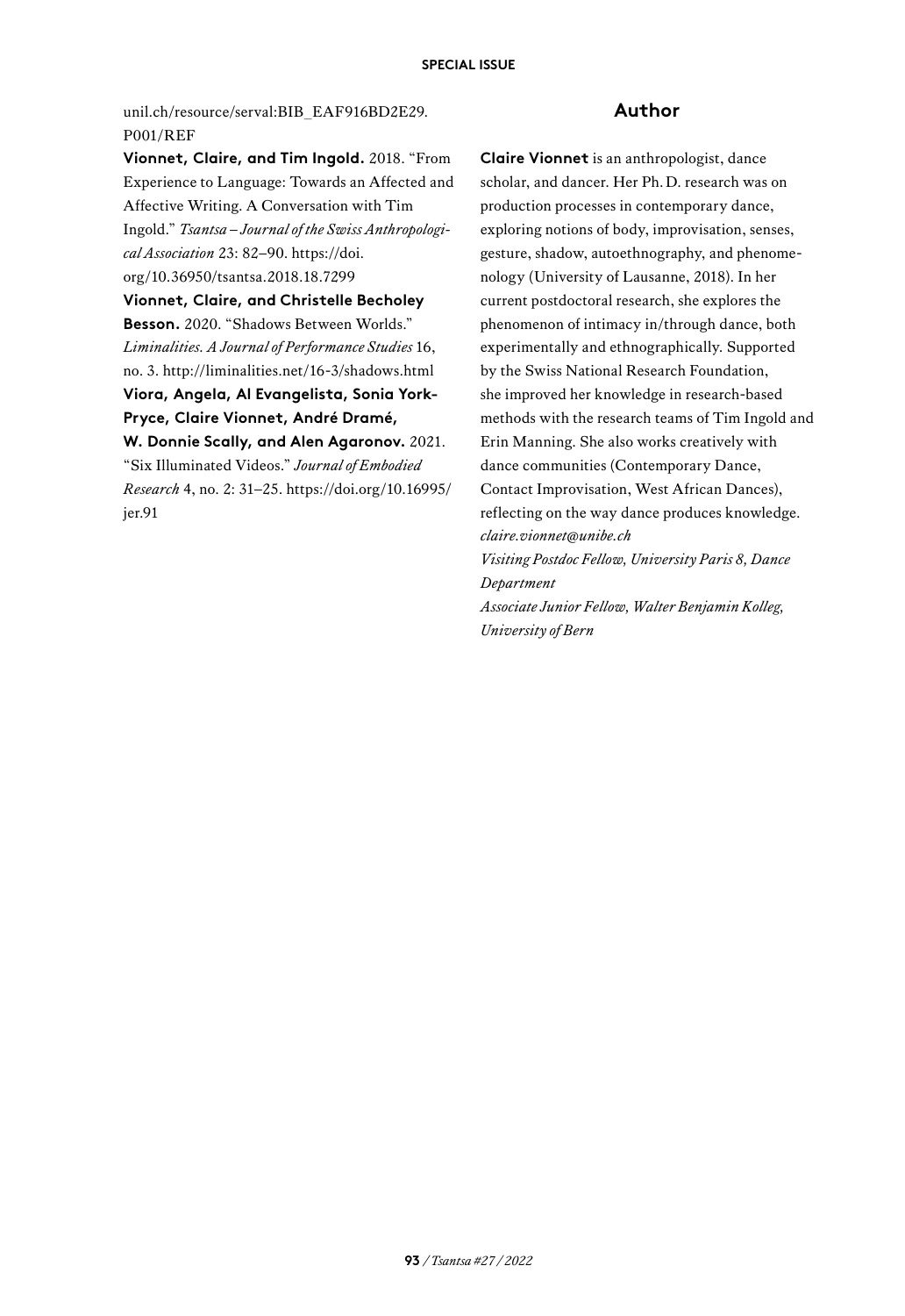unil.ch/resource/serval:BIB_EAF916BD2E29.P001/REF

**Vionnet, Claire, and Tim Ingold.** 2018. "From Experience to Language: Towards an Affected and Affective Writing. A Conversation with Tim Ingold." *Tsantsa – Journal of the Swiss Anthropological Association* 23: 82–90. https://doi.org/10.36950/tsantsa.2018.18.7299

**Vionnet, Claire, and Christelle Becholey Besson.** 2020. "Shadows Between Worlds." *Liminalities. A Journal of Performance Studies* 16, no. 3. http://liminalities.net/16-3/shadows.html

**Viora, Angela, Al Evangelista, Sonia York-Pryce, Claire Vionnet, André Dramé, W. Donnie Scally, and Alen Agaronov.** 2021. "Six Illuminated Videos." *Journal of Embodied Research* 4, no. 2: 31–25. https://doi.org/10.16995/jer.91

## Author

**Claire Vionnet** is an anthropologist, dance scholar, and dancer. Her Ph. D. research was on production processes in contemporary dance, exploring notions of body, improvisation, senses, gesture, shadow, autoethnography, and phenomenology (University of Lausanne, 2018). In her current postdoctoral research, she explores the phenomenon of intimacy in/through dance, both experimentally and ethnographically. Supported by the Swiss National Research Foundation, she improved her knowledge in research-based methods with the research teams of Tim Ingold and Erin Manning. She also works creatively with dance communities (Contemporary Dance, Contact Improvisation, West African Dances), reflecting on the way dance produces knowledge.

*claire.vionnet@unibe.ch*

*Visiting Postdoc Fellow, University Paris 8, Dance Department*

*Associate Junior Fellow, Walter Benjamin Kolleg, University of Bern*